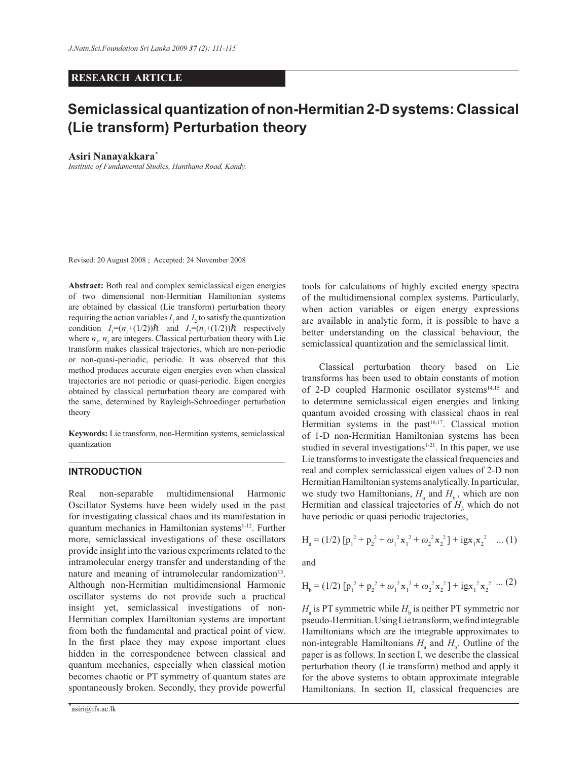**RESEARCH ARTICLE**

# Semiclassical quantization of non-Hermitian 2-D systems: Classical (Lie transform) Perturbation theory

**Asiri Nanayakkara***

*Institute of Fundamental Studies, Hanthana Road, Kandy.*

Revised: 20 August 2008 ; Accepted: 24 November 2008

**Abstract:** Both real and complex semiclassical eigen energies of two dimensional non-Hermitian Hamiltonian systems are obtained by classical (Lie transform) perturbation theory requiring the action variables $I_1$ and $I_2$ to satisfy the quantization condition $I_1=(n_1+(1/2))\hbar$ and $I_2=(n_2+(1/2))\hbar$ respectively where $n_1$, $n_2$ are integers. Classical perturbation theory with Lie transform makes classical trajectories, which are non-periodic or non-quasi-periodic, periodic. It was observed that this method produces accurate eigen energies even when classical trajectories are not periodic or quasi-periodic. Eigen energies obtained by classical perturbation theory are compared with the same, determined by Rayleigh-Schroedinger perturbation theory

**Keywords:** Lie transform, non-Hermitian systems, semiclassical quantization

## INTRODUCTION

Real non-separable multidimensional Harmonic Oscillator Systems have been widely used in the past for investigating classical chaos and its manifestation in quantum mechanics in Hamiltonian systems[1-12]. Further more, semiclassical investigations of these oscillators provide insight into the various experiments related to the intramolecular energy transfer and understanding of the nature and meaning of intramolecular randomization[13]. Although non-Hermitian multidimensional Harmonic oscillator systems do not provide such a practical insight yet, semiclassical investigations of non-Hermitian complex Hamiltonian systems are important from both the fundamental and practical point of view. In the first place they may expose important clues hidden in the correspondence between classical and quantum mechanics, especially when classical motion becomes chaotic or PT symmetry of quantum states are spontaneously broken. Secondly, they provide powerful tools for calculations of highly excited energy spectra of the multidimensional complex systems. Particularly, when action variables or eigen energy expressions are available in analytic form, it is possible to have a better understanding on the classical behaviour, the semiclassical quantization and the semiclassical limit.

Classical perturbation theory based on Lie transforms has been used to obtain constants of motion of 2-D coupled Harmonic oscillator systems[14,15] and to determine semiclassical eigen energies and linking quantum avoided crossing with classical chaos in real Hermitian systems in the past[16,17]. Classical motion of 1-D non-Hermitian Hamiltonian systems has been studied in several investigations[1-21]. In this paper, we use Lie transforms to investigate the classical frequencies and real and complex semiclassical eigen values of 2-D non Hermitian Hamiltonian systems analytically. In particular, we study two Hamiltonians, $H_a$ and $H_b$, which are non Hermitian and classical trajectories of $H_b$ which do not have periodic or quasi periodic trajectories,

$$H_a = (1/2)\,[p_1^2 + p_2^2 + \omega_1^2 x_1^2 + \omega_2^2 x_2^2] + igx_1x_2^2 \quad ... (1)$$

and

$$H_b = (1/2)\,[p_1^2 + p_2^2 + \omega_1^2 x_1^2 + \omega_2^2 x_2^2] + igx_1^2x_2^2 \quad ... (2)$$

$H_a$ is PT symmetric while $H_b$ is neither PT symmetric nor pseudo-Hermitian. Using Lie transform, we find integrable Hamiltonians which are the integrable approximates to non-integrable Hamiltonians $H_a$ and $H_b$. Outline of the paper is as follows. In section I, we describe the classical perturbation theory (Lie transform) method and apply it for the above systems to obtain approximate integrable Hamiltonians. In section II, classical frequencies are

*asiri@ifs.ac.lk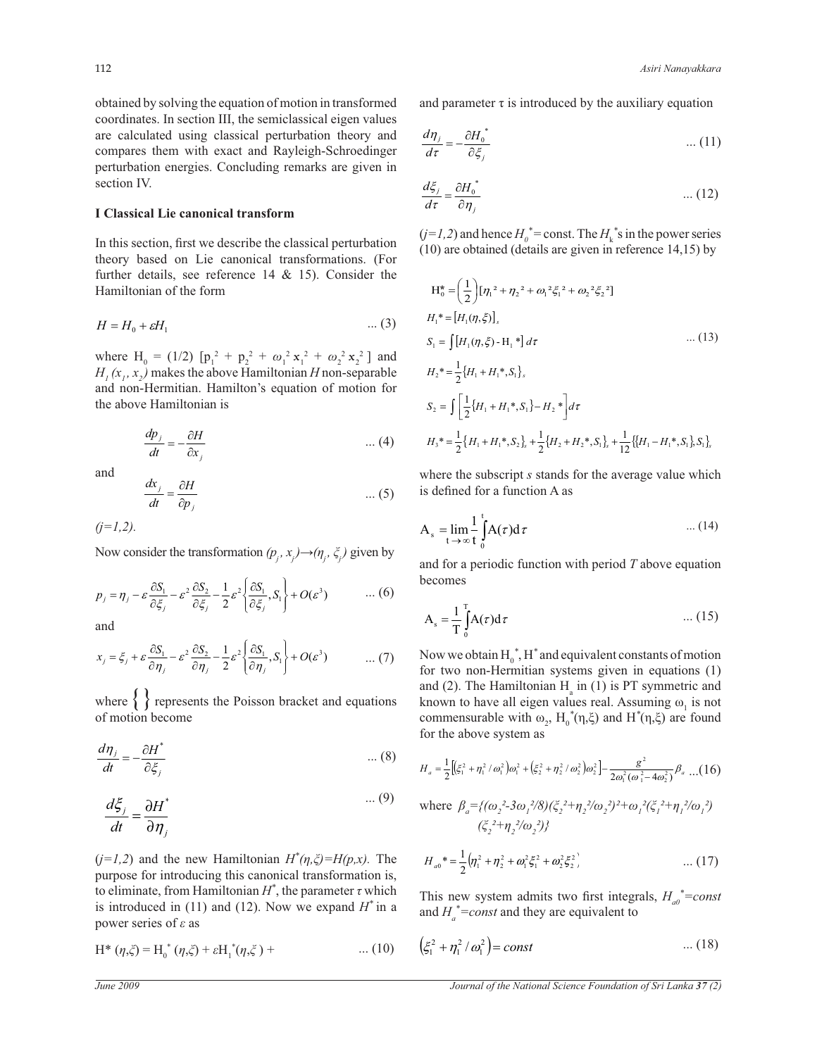obtained by solving the equation of motion in transformed coordinates. In section III, the semiclassical eigen values are calculated using classical perturbation theory and compares them with exact and Rayleigh-Schroedinger perturbation energies. Concluding remarks are given in section IV.

## I Classical Lie canonical transform

In this section, first we describe the classical perturbation theory based on Lie canonical transformations. (For further details, see reference 14 & 15). Consider the Hamiltonian of the form

$$H = H_0 + \varepsilon H_1 \qquad \text{... (3)}$$

where $H_0 = (1/2)\ [p_1^2 + p_2^2 + \omega_1^2 x_1^2 + \omega_2^2 x_2^2\ ]$ and $H_1(x_1, x_2)$ makes the above Hamiltonian $H$ non-separable and non-Hermitian. Hamilton's equation of motion for the above Hamiltonian is

$$\frac{dp_j}{dt} = -\frac{\partial H}{\partial x_j} \qquad \text{... (4)}$$

and

$$\frac{dx_j}{dt} = \frac{\partial H}{\partial p_j} \qquad \text{... (5)}$$

*(j=1,2).*

Now consider the transformation $(p_j, x_j) \rightarrow (\eta_j, \xi_j)$ given by

$$p_j = \eta_j - \varepsilon\frac{\partial S_1}{\partial \xi_j} - \varepsilon^2\frac{\partial S_2}{\partial \xi_j} - \frac{1}{2}\varepsilon^2\left\{\frac{\partial S_1}{\partial \xi_j}, S_1\right\} + O(\varepsilon^3) \qquad \text{... (6)}$$

and

$$x_j = \xi_j + \varepsilon\frac{\partial S_1}{\partial \eta_j} - \varepsilon^2\frac{\partial S_2}{\partial \eta_j} - \frac{1}{2}\varepsilon^2\left\{\frac{\partial S_1}{\partial \eta_j}, S_1\right\} + O(\varepsilon^3) \qquad \text{... (7)}$$

where $\{\ \}$ represents the Poisson bracket and equations of motion become

$$\frac{d\eta_j}{dt} = -\frac{\partial H^*}{\partial \xi_j} \qquad \text{... (8)}$$

$$\frac{d\xi_j}{dt} = \frac{\partial H^*}{\partial \eta_j} \qquad \text{... (9)}$$

($j=1,2$) and the new Hamiltonian $H^*(\eta,\xi)=H(p,x)$. The purpose for introducing this canonical transformation is, to eliminate, from Hamiltonian $H^*$, the parameter $\tau$ which is introduced in (11) and (12). Now we expand $H^*$ in a power series of $\varepsilon$ as

$$H^*(\eta,\xi) = H_0^*(\eta,\xi) + \varepsilon H_1^*(\eta,\xi) + \qquad \text{... (10)}$$

and parameter $\tau$ is introduced by the auxiliary equation

$$\frac{d\eta_j}{d\tau} = -\frac{\partial H_0^*}{\partial \xi_j} \qquad \text{... (11)}$$

$$\frac{d\xi_j}{d\tau} = \frac{\partial H_0^*}{\partial \eta_j} \qquad \text{... (12)}$$

($j=1,2$) and hence $H_0^*=$ const. The $H_k^*$s in the power series (10) are obtained (details are given in reference 14,15) by

$$
\begin{aligned}
H_0^* &= \left(\frac{1}{2}\right)[\eta_1^2 + \eta_2^2 + \omega_1^2\xi_1^2 + \omega_2^2\xi_2^2] \\
H_1^* &= [H_1(\eta,\xi)]_s \\
S_1 &= \int [H_1(\eta,\xi) - H_1^*]\, d\tau \\
H_2^* &= \frac{1}{2}\{H_1 + H_1^*, S_1\}_s \\
S_2 &= \int\left[\frac{1}{2}\{H_1 + H_1^*, S_1\} - H_2^*\right] d\tau \\
H_3^* &= \frac{1}{2}\{H_1 + H_1^*, S_2\}_s + \frac{1}{2}\{H_2 + H_2^*, S_1\}_s + \frac{1}{12}\{\{H_1 - H_1^*, S_1\}, S_1\}_s
\end{aligned}
\qquad \text{... (13)}
$$

where the subscript *s* stands for the average value which is defined for a function A as

$$A_s = \lim_{t\to\infty}\frac{1}{t}\int_0^t A(\tau)\,d\tau \qquad \text{... (14)}$$

and for a periodic function with period *T* above equation becomes

$$A_s = \frac{1}{T}\int_0^T A(\tau)\,d\tau \qquad \text{... (15)}$$

Now we obtain $H_0^*$, $H^*$ and equivalent constants of motion for two non-Hermitian systems given in equations (1) and (2). The Hamiltonian $H_a$ in (1) is PT symmetric and known to have all eigen values real. Assuming $\omega_1$ is not commensurable with $\omega_2$, $H_0^*(\eta,\xi)$ and $H^*(\eta,\xi)$ are found for the above system as

$$H_a = \frac{1}{2}\left[\left(\xi_1^2 + \eta_1^2/\omega_1^2\right)\omega_1^2 + \left(\xi_2^2 + \eta_2^2/\omega_2^2\right)\omega_2^2\right] - \frac{g^2}{2\omega_1^2(\omega_1^2 - 4\omega_2^2)}\beta_a \qquad \text{...(16)}$$

where $\beta_a = \{(\omega_2^2 - 3\omega_1^2/8)(\xi_2^2 + \eta_2^2/\omega_2^2)^2 + \omega_1^2(\xi_1^2 + \eta_1^2/\omega_1^2)(\xi_2^2 + \eta_2^2/\omega_2^2)\}$

$$H_{a0}^* = \frac{1}{2}\left(\eta_1^2 + \eta_2^2 + \omega_1^2\xi_1^2 + \omega_2^2\xi_2^2\right) \qquad \text{... (17)}$$

This new system admits two first integrals, $H_{a0}^*=const$ and $H_a^*=const$ and they are equivalent to

$$\left(\xi_1^2 + \eta_1^2/\omega_1^2\right) = const \qquad \text{... (18)}$$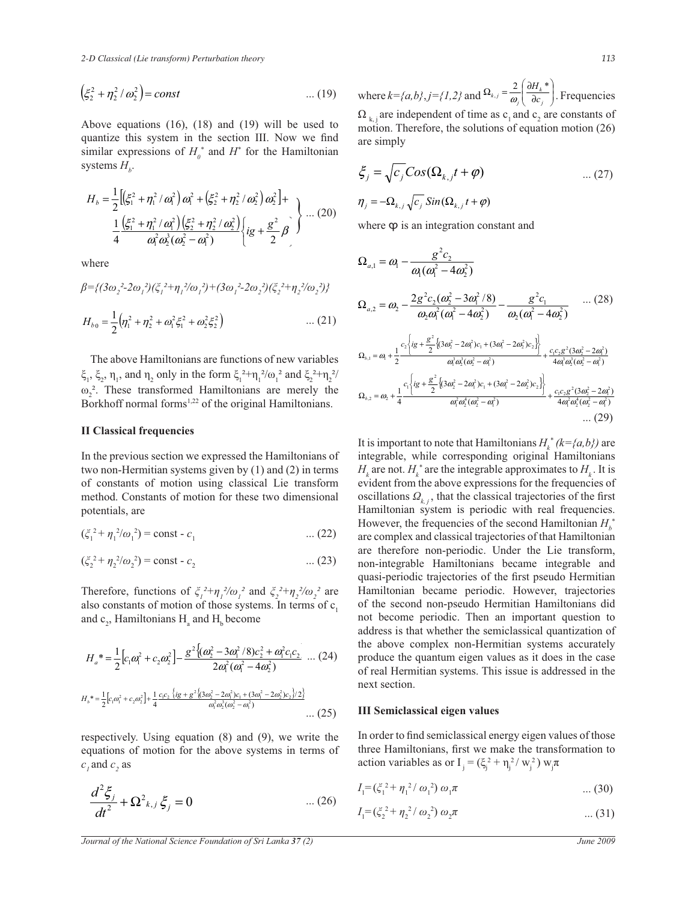$$\left(\xi_2^2 + \eta_2^2 / \omega_2^2\right) = const \qquad ... (19)$$

Above equations (16), (18) and (19) will be used to quantize this system in the section III. Now we find similar expressions of $H_0^*$ and $H^*$ for the Hamiltonian systems $H_b$.

$$\left.\begin{aligned} H_b = \frac{1}{2}\left[\left(\xi_1^2 + \eta_1^2 / \omega_1^2\right)\omega_1^2 + \left(\xi_2^2 + \eta_2^2 / \omega_2^2\right)\omega_2^2\right] + \\ \frac{1}{4}\frac{\left(\xi_1^2 + \eta_1^2 / \omega_1^2\right)\left(\xi_2^2 + \eta_2^2 / \omega_2^2\right)}{\omega_1^2\omega_2^3(\omega_2^2 - \omega_1^2)}\left\{ig + \frac{g^2}{2}\beta\right\} \end{aligned}\right\} \qquad ... (20)$$

where

$$\beta=\{(3\omega_2^2-2\omega_1^2)(\xi_1^2+\eta_1^2/\omega_1^2)+(3\omega_1^2-2\omega_2^2)(\xi_2^2+\eta_2^2/\omega_2^2)\}$$

$$H_{b0} = \frac{1}{2}\left(\eta_1^2 + \eta_2^2 + \omega_1^2\xi_1^2 + \omega_2^2\xi_2^2\right) \qquad ... (21)$$

The above Hamiltonians are functions of new variables $\xi_1$, $\xi_2$, $\eta_1$, and $\eta_2$ only in the form $\xi_1^2+\eta_1^2/\omega_1^2$ and $\xi_2^2+\eta_2^2/\omega_2^2$. These transformed Hamiltonians are merely the Borkhoff normal forms[1,22] of the original Hamiltonians.

## II Classical frequencies

In the previous section we expressed the Hamiltonians of two non-Hermitian systems given by (1) and (2) in terms of constants of motion using classical Lie transform method. Constants of motion for these two dimensional potentials, are

$$(\xi_1^2 + \eta_1^2/\omega_1^2) = \text{const - } c_1 \qquad ... (22)$$

$$(\xi_2^2 + \eta_2^2/\omega_2^2) = \text{const - } c_2 \qquad ... (23)$$

Therefore, functions of $\xi_1^2+\eta_1^2/\omega_1^2$ and $\xi_2^2+\eta_2^2/\omega_2^2$ are also constants of motion of those systems. In terms of $c_1$ and $c_2$, Hamiltonians $H_a$ and $H_b$ become

$$H_a^* = \frac{1}{2}\left[c_1\omega_1^2 + c_2\omega_2^2\right] - \frac{g^2\left\{(\omega_2^2 - 3\omega_1^2/8)c_2^2 + \omega_1^2 c_1 c_2\right.}{2\omega_1^2(\omega_1^2 - 4\omega_2^2)} \qquad ... (24)$$

$$H_b^* = \frac{1}{2}\left[c_1\omega_1^2 + c_2\omega_2^2\right] + \frac{1}{4}\frac{c_1c_2\left\{ig + g^2\left\{(3\omega_2^2 - 2\omega_1^2)c_1 + (3\omega_1^2 - 2\omega_2^2)c_2\right\}/2\right\}}{\omega_1^2\omega_2^3(\omega_2^2 - \omega_1^2)} \qquad ... (25)$$

respectively. Using equation (8) and (9), we write the equations of motion for the above systems in terms of $c_1$ and $c_2$ as

$$\frac{d^2\xi_j}{dt^2} + \Omega^2_{k,j}\,\xi_j = 0 \qquad ... (26)$$

where $k=\{a,b\}$, $j=\{1,2\}$ and $\Omega_{k,j} = \frac{2}{\omega_j}\left(\frac{\partial H_k^*}{\partial c_j}\right)$. Frequencies $\Omega_{k,j}$ are independent of time as $c_1$ and $c_2$ are constants of motion. Therefore, the solutions of equation motion (26) are simply

$$\xi_j = \sqrt{c_j}\,Cos(\Omega_{k,j}t + \varphi) \qquad ... (27)$$

$$\eta_j = -\Omega_{k,j}\sqrt{c_j}\,Sin(\Omega_{k,j}\,t + \varphi)$$

where $\varphi$ is an integration constant and

$$\Omega_{a,1} = \omega_1 - \frac{g^2 c_2}{\omega_1(\omega_1^2 - 4\omega_2^2)}$$

$$\Omega_{a,2} = \omega_2 - \frac{2g^2 c_2(\omega_2^2 - 3\omega_1^2/8)}{\omega_2\omega_1^2(\omega_1^2 - 4\omega_2^2)} - \frac{g^2 c_1}{\omega_2(\omega_1^2 - 4\omega_2^2)} \qquad ... (28)$$

$$\Omega_{b,1} = \omega_1 + \frac{1}{2}\frac{c_2\left\{ig + \frac{g^2}{2}\left\{(3\omega_2^2 - 2\omega_1^2)c_1 + (3\omega_1^2 - 2\omega_2^2)c_2\right\}\right\}}{\omega_1^3\omega_2^3(\omega_2^2 - \omega_1^2)} + \frac{c_1c_2g^2(3\omega_2^2 - 2\omega_1^2)}{4\omega_1^3\omega_2^3(\omega_2^2 - \omega_1^2)}$$

$$\Omega_{b,2} = \omega_2 + \frac{1}{4}\frac{c_1\left\{ig + \frac{g^2}{2}\left\{(3\omega_2^2 - 2\omega_1^2)c_1 + (3\omega_1^2 - 2\omega_2^2)c_2\right\}\right\}}{\omega_1^2\omega_2^4(\omega_2^2 - \omega_1^2)} + \frac{c_1c_2g^2(3\omega_1^2 - 2\omega_2^2)}{4\omega_1^2\omega_2^4(\omega_2^2 - \omega_1^2)} \qquad ... (29)$$

It is important to note that Hamiltonians $H_k^*$ $(k=\{a,b\})$ are integrable, while corresponding original Hamiltonians $H_k$ are not. $H_k^*$ are the integrable approximates to $H_k$. It is evident from the above expressions for the frequencies of oscillations $\Omega_{k,j}$, that the classical trajectories of the first Hamiltonian system is periodic with real frequencies. However, the frequencies of the second Hamiltonian $H_b^*$ are complex and classical trajectories of that Hamiltonian are therefore non-periodic. Under the Lie transform, non-integrable Hamiltonians became integrable and quasi-periodic trajectories of the first pseudo Hermitian Hamiltonian became periodic. However, trajectories of the second non-pseudo Hermitian Hamiltonians did not become periodic. Then an important question to address is that whether the semiclassical quantization of the above complex non-Hermitian systems accurately produce the quantum eigen values as it does in the case of real Hermitian systems. This issue is addressed in the next section.

## III Semiclassical eigen values

In order to find semiclassical energy eigen values of those three Hamiltonians, first we make the transformation to action variables as or $I_j = (\xi_j^2 + \eta_j^2 / w_j^2)\, w_j\pi$

$$I_1 = (\xi_1^2 + \eta_1^2 / \omega_1^2)\,\omega_1\pi \qquad ... (30)$$

$$I_1 = (\xi_2^2 + \eta_2^2 / \omega_2^2)\,\omega_2\pi \qquad ... (31)$$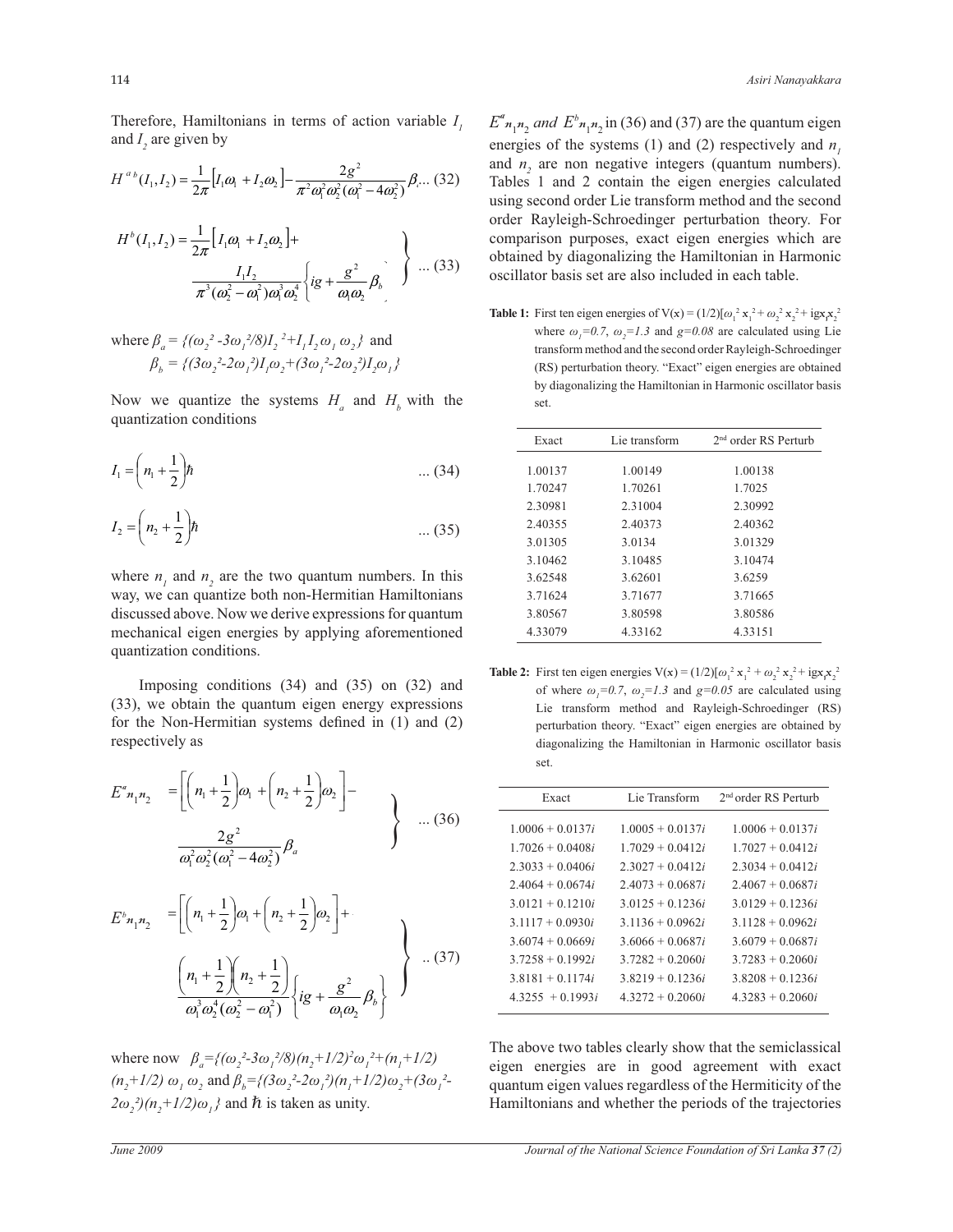Therefore, Hamiltonians in terms of action variable $I_1$ and $I_2$ are given by

$$H^{a\,b}(I_1, I_2) = \frac{1}{2\pi}\left[I_1\omega_1 + I_2\omega_2\right] - \frac{2g^2}{\pi^2\omega_1^2\omega_2^2(\omega_1^2 - 4\omega_2^2)}\beta_a \quad ...\ (32)$$

$$\left.\begin{aligned} H^b(I_1, I_2) = \frac{1}{2\pi}\left[I_1\omega_1 + I_2\omega_2\right] + \\ \frac{I_1 I_2}{\pi^3(\omega_2^2 - \omega_1^2)\omega_1^3\omega_2^4}\left\{ig + \frac{g^2}{\omega_1\omega_2}\beta_b\right\} \end{aligned}\right\} \quad ...\ (33)$$

where $\beta_a = \{(\omega_2^2 - 3\omega_1^2/8)I_2^2 + I_1 I_2 \omega_1 \omega_2\}$ and
$\beta_b = \{(3\omega_2^2 - 2\omega_1^2)I_1\omega_2 + (3\omega_1^2 - 2\omega_2^2)I_2\omega_1\}$

Now we quantize the systems $H_a$ and $H_b$ with the quantization conditions

$$I_1 = \left(n_1 + \frac{1}{2}\right)\hbar \quad ...\ (34)$$

$$I_2 = \left(n_2 + \frac{1}{2}\right)\hbar \quad ...\ (35)$$

where $n_1$ and $n_2$ are the two quantum numbers. In this way, we can quantize both non-Hermitian Hamiltonians discussed above. Now we derive expressions for quantum mechanical eigen energies by applying aforementioned quantization conditions.

Imposing conditions (34) and (35) on (32) and (33), we obtain the quantum eigen energy expressions for the Non-Hermitian systems defined in (1) and (2) respectively as

$$\left.\begin{aligned} E^a{}_{n_1 n_2} = \left[\left(n_1 + \frac{1}{2}\right)\omega_1 + \left(n_2 + \frac{1}{2}\right)\omega_2\right] - \\ \frac{2g^2}{\omega_1^2\omega_2^2(\omega_1^2 - 4\omega_2^2)}\beta_a \end{aligned}\right\} \quad ...\ (36)$$

$$\left.\begin{aligned} E^b{}_{n_1 n_2} = \left[\left(n_1 + \frac{1}{2}\right)\omega_1 + \left(n_2 + \frac{1}{2}\right)\omega_2\right] + \\ \frac{\left(n_1 + \frac{1}{2}\right)\left(n_2 + \frac{1}{2}\right)}{\omega_1^3\omega_2^4(\omega_2^2 - \omega_1^2)}\left\{ig + \frac{g^2}{\omega_1\omega_2}\beta_b\right\} \end{aligned}\right\} \quad ..\ (37)$$

where now $\beta_a = \{(\omega_2^2 - 3\omega_1^2/8)(n_2+1/2)^2\omega_1^2 + (n_1+1/2)(n_2+1/2)\,\omega_1\,\omega_2$ and $\beta_b = \{(3\omega_2^2 - 2\omega_1^2)(n_1+1/2)\omega_2 + (3\omega_1^2 - 2\omega_2^2)(n_2+1/2)\omega_1\}$ and $\hbar$ is taken as unity.

$E^a{}_{n_1 n_2}$ *and* $E^b{}_{n_1 n_2}$ in (36) and (37) are the quantum eigen energies of the systems (1) and (2) respectively and $n_1$ and $n_2$ are non negative integers (quantum numbers). Tables 1 and 2 contain the eigen energies calculated using second order Lie transform method and the second order Rayleigh-Schroedinger perturbation theory. For comparison purposes, exact eigen energies which are obtained by diagonalizing the Hamiltonian in Harmonic oscillator basis set are also included in each table.

**Table 1:** First ten eigen energies of $V(x) = (1/2)[\omega_1^2 x_1^2 + \omega_2^2 x_2^2 + igx_1 x_2^2$ where $\omega_1 = 0.7$, $\omega_2 = 1.3$ and $g = 0.08$ are calculated using Lie transform method and the second order Rayleigh-Schroedinger (RS) perturbation theory. "Exact" eigen energies are obtained by diagonalizing the Hamiltonian in Harmonic oscillator basis set.

| Exact | Lie transform | 2nd order RS Perturb |
|---|---|---|
| 1.00137 | 1.00149 | 1.00138 |
| 1.70247 | 1.70261 | 1.7025 |
| 2.30981 | 2.31004 | 2.30992 |
| 2.40355 | 2.40373 | 2.40362 |
| 3.01305 | 3.0134 | 3.01329 |
| 3.10462 | 3.10485 | 3.10474 |
| 3.62548 | 3.62601 | 3.6259 |
| 3.71624 | 3.71677 | 3.71665 |
| 3.80567 | 3.80598 | 3.80586 |
| 4.33079 | 4.33162 | 4.33151 |

**Table 2:** First ten eigen energies $V(x) = (1/2)[\omega_1^2 x_1^2 + \omega_2^2 x_2^2 + igx_1 x_2^2$ of where $\omega_1 = 0.7$, $\omega_2 = 1.3$ and $g = 0.05$ are calculated using Lie transform method and Rayleigh-Schroedinger (RS) perturbation theory. "Exact" eigen energies are obtained by diagonalizing the Hamiltonian in Harmonic oscillator basis set.

| Exact | Lie Transform | 2nd order RS Perturb |
|---|---|---|
| 1.0006 + 0.0137*i* | 1.0005 + 0.0137*i* | 1.0006 + 0.0137*i* |
| 1.7026 + 0.0408*i* | 1.7029 + 0.0412*i* | 1.7027 + 0.0412*i* |
| 2.3033 + 0.0406*i* | 2.3027 + 0.0412*i* | 2.3034 + 0.0412*i* |
| 2.4064 + 0.0674*i* | 2.4073 + 0.0687*i* | 2.4067 + 0.0687*i* |
| 3.0121 + 0.1210*i* | 3.0125 + 0.1236*i* | 3.0129 + 0.1236*i* |
| 3.1117 + 0.0930*i* | 3.1136 + 0.0962*i* | 3.1128 + 0.0962*i* |
| 3.6074 + 0.0669*i* | 3.6066 + 0.0687*i* | 3.6079 + 0.0687*i* |
| 3.7258 + 0.1992*i* | 3.7282 + 0.2060*i* | 3.7283 + 0.2060*i* |
| 3.8181 + 0.1174*i* | 3.8219 + 0.1236*i* | 3.8208 + 0.1236*i* |
| 4.3255 + 0.1993*i* | 4.3272 + 0.2060*i* | 4.3283 + 0.2060*i* |

The above two tables clearly show that the semiclassical eigen energies are in good agreement with exact quantum eigen values regardless of the Hermiticity of the Hamiltonians and whether the periods of the trajectories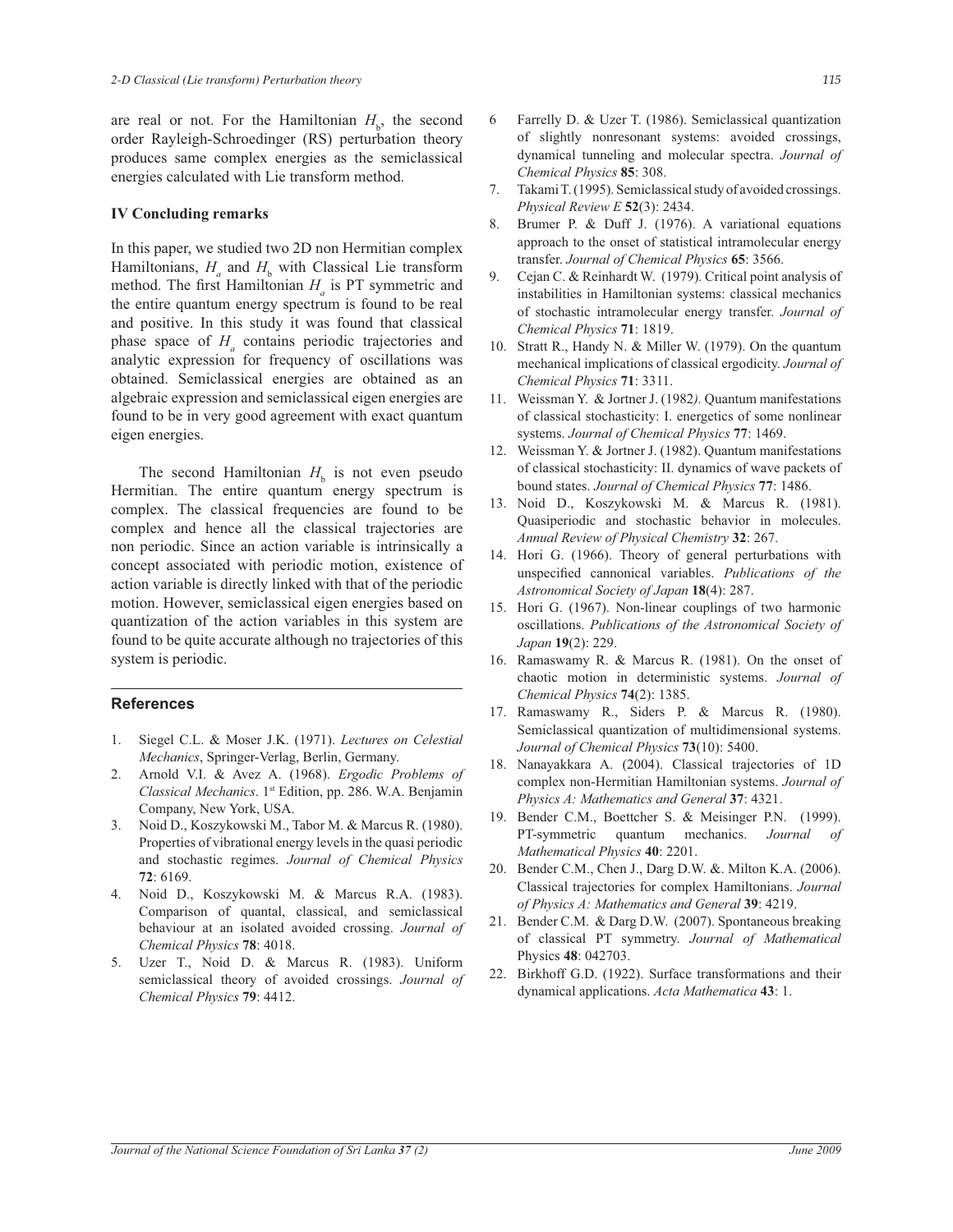are real or not. For the Hamiltonian $H_b$, the second order Rayleigh-Schroedinger (RS) perturbation theory produces same complex energies as the semiclassical energies calculated with Lie transform method.

## IV Concluding remarks

In this paper, we studied two 2D non Hermitian complex Hamiltonians, $H_a$ and $H_b$ with Classical Lie transform method. The first Hamiltonian $H_a$ is PT symmetric and the entire quantum energy spectrum is found to be real and positive. In this study it was found that classical phase space of $H_a$ contains periodic trajectories and analytic expression for frequency of oscillations was obtained. Semiclassical energies are obtained as an algebraic expression and semiclassical eigen energies are found to be in very good agreement with exact quantum eigen energies.

The second Hamiltonian $H_b$ is not even pseudo Hermitian. The entire quantum energy spectrum is complex. The classical frequencies are found to be complex and hence all the classical trajectories are non periodic. Since an action variable is intrinsically a concept associated with periodic motion, existence of action variable is directly linked with that of the periodic motion. However, semiclassical eigen energies based on quantization of the action variables in this system are found to be quite accurate although no trajectories of this system is periodic.

## References

1. Siegel C.L. & Moser J.K. (1971). *Lectures on Celestial Mechanics*, Springer-Verlag, Berlin, Germany.
2. Arnold V.I. & Avez A. (1968). *Ergodic Problems of Classical Mechanics*. 1st Edition, pp. 286. W.A. Benjamin Company, New York, USA.
3. Noid D., Koszykowski M., Tabor M. & Marcus R. (1980). Properties of vibrational energy levels in the quasi periodic and stochastic regimes. *Journal of Chemical Physics* **72**: 6169.
4. Noid D., Koszykowski M. & Marcus R.A. (1983). Comparison of quantal, classical, and semiclassical behaviour at an isolated avoided crossing. *Journal of Chemical Physics* **78**: 4018.
5. Uzer T., Noid D. & Marcus R. (1983). Uniform semiclassical theory of avoided crossings. *Journal of Chemical Physics* **79**: 4412.
6. Farrelly D. & Uzer T. (1986). Semiclassical quantization of slightly nonresonant systems: avoided crossings, dynamical tunneling and molecular spectra. *Journal of Chemical Physics* **85**: 308.
7. Takami T. (1995). Semiclassical study of avoided crossings. *Physical Review E* **52**(3): 2434.
8. Brumer P. & Duff J. (1976). A variational equations approach to the onset of statistical intramolecular energy transfer. *Journal of Chemical Physics* **65**: 3566.
9. Cejan C. & Reinhardt W. (1979). Critical point analysis of instabilities in Hamiltonian systems: classical mechanics of stochastic intramolecular energy transfer. *Journal of Chemical Physics* **71**: 1819.
10. Stratt R., Handy N. & Miller W. (1979). On the quantum mechanical implications of classical ergodicity. *Journal of Chemical Physics* **71**: 3311.
11. Weissman Y. & Jortner J. (1982). Quantum manifestations of classical stochasticity: I. energetics of some nonlinear systems. *Journal of Chemical Physics* **77**: 1469.
12. Weissman Y. & Jortner J. (1982). Quantum manifestations of classical stochasticity: II. dynamics of wave packets of bound states. *Journal of Chemical Physics* **77**: 1486.
13. Noid D., Koszykowski M. & Marcus R. (1981). Quasiperiodic and stochastic behavior in molecules. *Annual Review of Physical Chemistry* **32**: 267.
14. Hori G. (1966). Theory of general perturbations with unspecified cannonical variables. *Publications of the Astronomical Society of Japan* **18**(4): 287.
15. Hori G. (1967). Non-linear couplings of two harmonic oscillations. *Publications of the Astronomical Society of Japan* **19**(2): 229.
16. Ramaswamy R. & Marcus R. (1981). On the onset of chaotic motion in deterministic systems. *Journal of Chemical Physics* **74**(2): 1385.
17. Ramaswamy R., Siders P. & Marcus R. (1980). Semiclassical quantization of multidimensional systems. *Journal of Chemical Physics* **73**(10): 5400.
18. Nanayakkara A. (2004). Classical trajectories of 1D complex non-Hermitian Hamiltonian systems. *Journal of Physics A: Mathematics and General* **37**: 4321.
19. Bender C.M., Boettcher S. & Meisinger P.N. (1999). PT-symmetric quantum mechanics. *Journal of Mathematical Physics* **40**: 2201.
20. Bender C.M., Chen J., Darg D.W. &. Milton K.A. (2006). Classical trajectories for complex Hamiltonians. *Journal of Physics A: Mathematics and General* **39**: 4219.
21. Bender C.M. & Darg D.W. (2007). Spontaneous breaking of classical PT symmetry. *Journal of Mathematical* Physics **48**: 042703.
22. Birkhoff G.D. (1922). Surface transformations and their dynamical applications. *Acta Mathematica* **43**: 1.